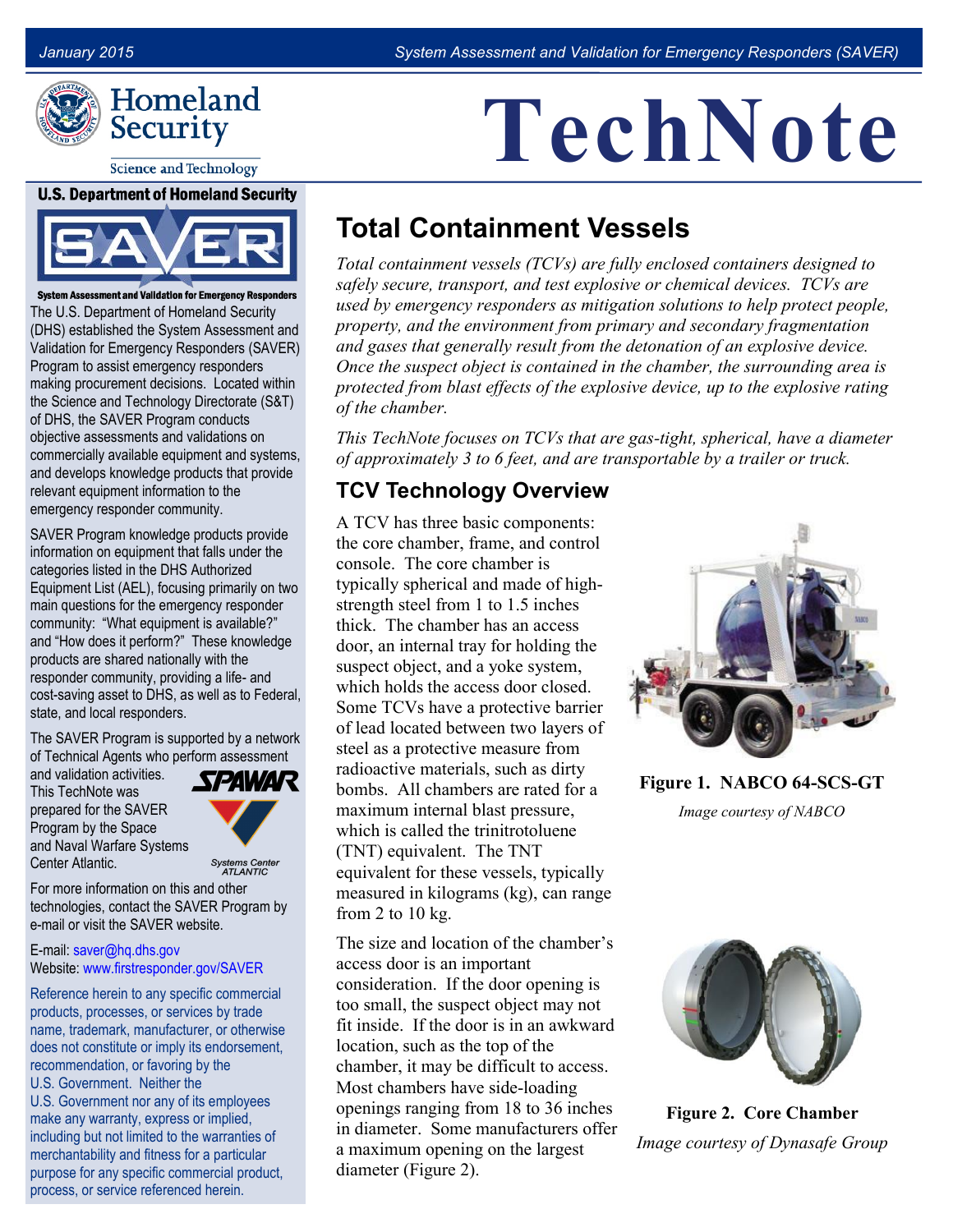# TechNote

## Total Containment Vessels

*Total containment vessels (TCVs) are fully enclosed containers designed to safely secure, transport, and test explosive or chemical devices. TCVs are used by emergency responders as mitigation solutions to help protect people, property, and the environment from primary and secondary fragmentation and gases that generally result from the detonation of an explosive device. Once the suspect object is contained in the chamber, the surrounding area is protected from blast effects of the explosive device, up to the explosive rating of the chamber.*

*This TechNote focuses on TCVs that are gas-tight, spherical, have a diameter of approximately 3 to 6 feet, and are transportable by a trailer or truck.*

### TCV Technology Overview

A TCV has three basic components: the core chamber, frame, and control console. The core chamber is typically spherical and made of high-strength steel from 1 to 1.5 inches thick. The chamber has an access door, an internal tray for holding the suspect object, and a yoke system, which holds the access door closed. Some TCVs have a protective barrier of lead located between two layers of steel as a protective measure from radioactive materials, such as dirty bombs. All chambers are rated for a maximum internal blast pressure, which is called the trinitrotoluene (TNT) equivalent. The TNT equivalent for these vessels, typically measured in kilograms (kg), can range from 2 to 10 kg.

The size and location of the chamber's access door is an important consideration. If the door opening is too small, the suspect object may not fit inside. If the door is in an awkward location, such as the top of the chamber, it may be difficult to access. Most chambers have side-loading openings ranging from 18 to 36 inches in diameter. Some manufacturers offer a maximum opening on the largest diameter (Figure 2).

**Figure 1. NABCO 64-SCS-GT**

*Image courtesy of NABCO*

**Figure 2. Core Chamber**

*Image courtesy of Dynasafe Group*

---

**U.S. Department of Homeland Security**

**SAVER — System Assessment and Validation for Emergency Responders**

The U.S. Department of Homeland Security (DHS) established the System Assessment and Validation for Emergency Responders (SAVER) Program to assist emergency responders making procurement decisions. Located within the Science and Technology Directorate (S&T) of DHS, the SAVER Program conducts objective assessments and validations on commercially available equipment and systems, and develops knowledge products that provide relevant equipment information to the emergency responder community.

SAVER Program knowledge products provide information on equipment that falls under the categories listed in the DHS Authorized Equipment List (AEL), focusing primarily on two main questions for the emergency responder community: "What equipment is available?" and "How does it perform?" These knowledge products are shared nationally with the responder community, providing a life- and cost-saving asset to DHS, as well as to Federal, state, and local responders.

The SAVER Program is supported by a network of Technical Agents who perform assessment and validation activities. This TechNote was prepared for the SAVER Program by the Space and Naval Warfare Systems Center Atlantic.

For more information on this and other technologies, contact the SAVER Program by e-mail or visit the SAVER website.

E-mail: saver@hq.dhs.gov
Website: www.firstresponder.gov/SAVER

Reference herein to any specific commercial products, processes, or services by trade name, trademark, manufacturer, or otherwise does not constitute or imply its endorsement, recommendation, or favoring by the U.S. Government. Neither the U.S. Government nor any of its employees make any warranty, express or implied, including but not limited to the warranties of merchantability and fitness for a particular purpose for any specific commercial product, process, or service referenced herein.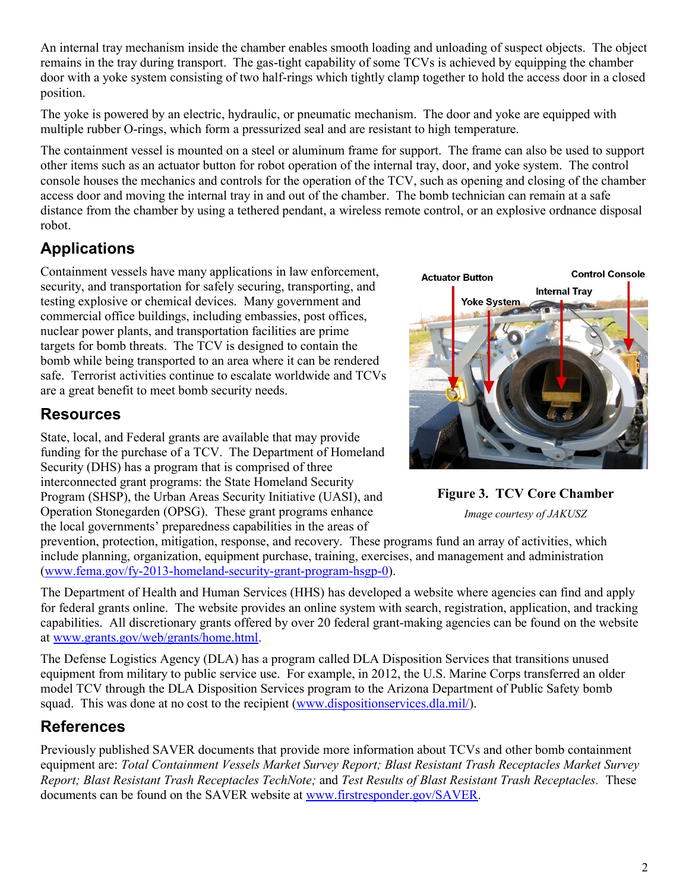An internal tray mechanism inside the chamber enables smooth loading and unloading of suspect objects. The object remains in the tray during transport. The gas-tight capability of some TCVs is achieved by equipping the chamber door with a yoke system consisting of two half-rings which tightly clamp together to hold the access door in a closed position.

The yoke is powered by an electric, hydraulic, or pneumatic mechanism. The door and yoke are equipped with multiple rubber O-rings, which form a pressurized seal and are resistant to high temperature.

The containment vessel is mounted on a steel or aluminum frame for support. The frame can also be used to support other items such as an actuator button for robot operation of the internal tray, door, and yoke system. The control console houses the mechanics and controls for the operation of the TCV, such as opening and closing of the chamber access door and moving the internal tray in and out of the chamber. The bomb technician can remain at a safe distance from the chamber by using a tethered pendant, a wireless remote control, or an explosive ordnance disposal robot.

## Applications

Containment vessels have many applications in law enforcement, security, and transportation for safely securing, transporting, and testing explosive or chemical devices. Many government and commercial office buildings, including embassies, post offices, nuclear power plants, and transportation facilities are prime targets for bomb threats. The TCV is designed to contain the bomb while being transported to an area where it can be rendered safe. Terrorist activities continue to escalate worldwide and TCVs are a great benefit to meet bomb security needs.

Actuator Button
Yoke System
Internal Tray
Control Console

**Figure 3. TCV Core Chamber**

*Image courtesy of JAKUSZ*

## Resources

State, local, and Federal grants are available that may provide funding for the purchase of a TCV. The Department of Homeland Security (DHS) has a program that is comprised of three interconnected grant programs: the State Homeland Security Program (SHSP), the Urban Areas Security Initiative (UASI), and Operation Stonegarden (OPSG). These grant programs enhance the local governments' preparedness capabilities in the areas of prevention, protection, mitigation, response, and recovery. These programs fund an array of activities, which include planning, organization, equipment purchase, training, exercises, and management and administration (www.fema.gov/fy-2013-homeland-security-grant-program-hsgp-0).

The Department of Health and Human Services (HHS) has developed a website where agencies can find and apply for federal grants online. The website provides an online system with search, registration, application, and tracking capabilities. All discretionary grants offered by over 20 federal grant-making agencies can be found on the website at www.grants.gov/web/grants/home.html.

The Defense Logistics Agency (DLA) has a program called DLA Disposition Services that transitions unused equipment from military to public service use. For example, in 2012, the U.S. Marine Corps transferred an older model TCV through the DLA Disposition Services program to the Arizona Department of Public Safety bomb squad. This was done at no cost to the recipient (www.dispositionservices.dla.mil/).

## References

Previously published SAVER documents that provide more information about TCVs and other bomb containment equipment are: *Total Containment Vessels Market Survey Report; Blast Resistant Trash Receptacles Market Survey Report; Blast Resistant Trash Receptacles TechNote;* and *Test Results of Blast Resistant Trash Receptacles*. These documents can be found on the SAVER website at www.firstresponder.gov/SAVER.